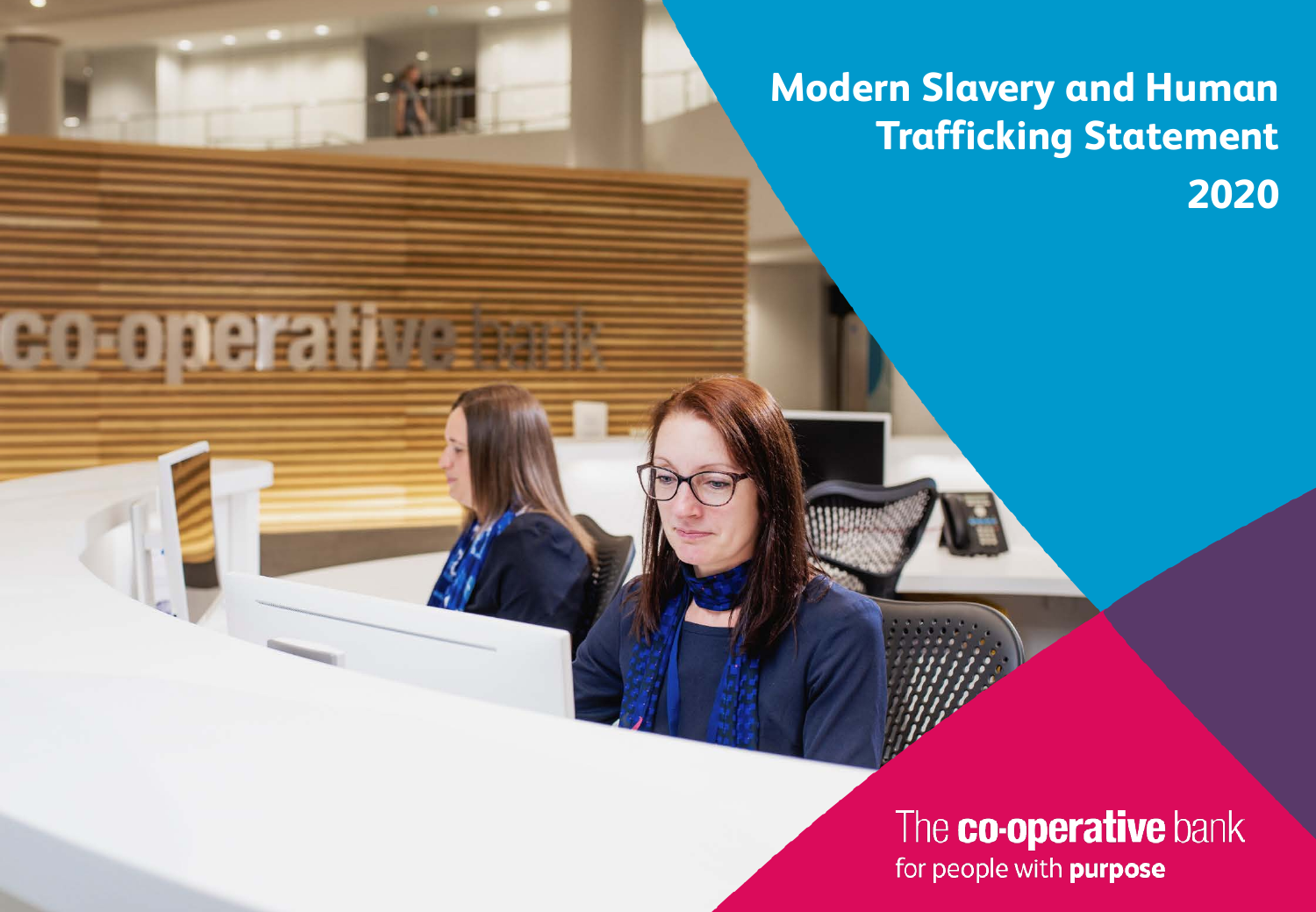# Modern Slavery and Human Trafficking Statement 2020

The **co-operative** bank
for people with **purpose**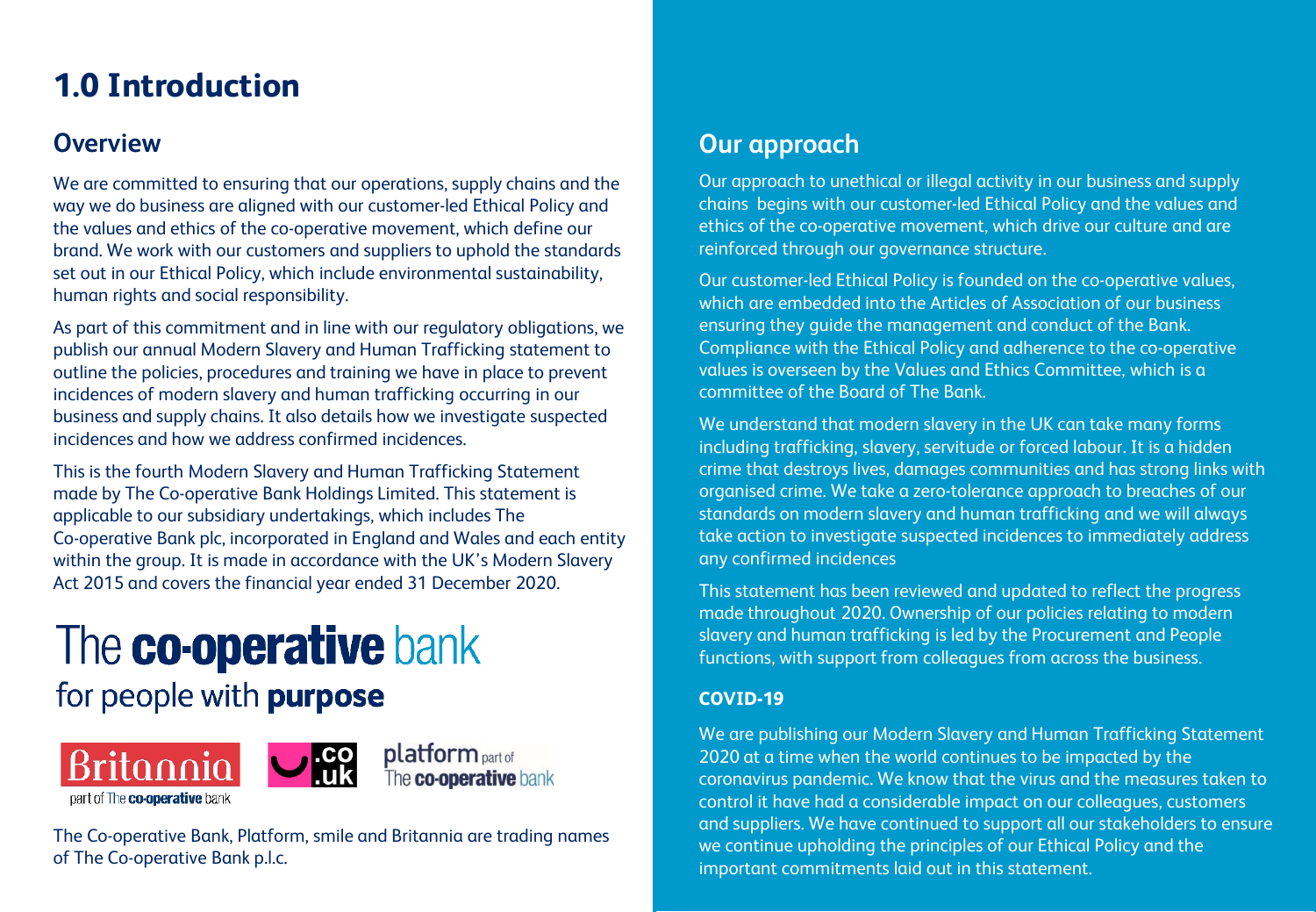# 1.0 Introduction

## Overview

We are committed to ensuring that our operations, supply chains and the way we do business are aligned with our customer-led Ethical Policy and the values and ethics of the co-operative movement, which define our brand. We work with our customers and suppliers to uphold the standards set out in our Ethical Policy, which include environmental sustainability, human rights and social responsibility.

As part of this commitment and in line with our regulatory obligations, we publish our annual Modern Slavery and Human Trafficking statement to outline the policies, procedures and training we have in place to prevent incidences of modern slavery and human trafficking occurring in our business and supply chains. It also details how we investigate suspected incidences and how we address confirmed incidences.

This is the fourth Modern Slavery and Human Trafficking Statement made by The Co-operative Bank Holdings Limited. This statement is applicable to our subsidiary undertakings, which includes The Co-operative Bank plc, incorporated in England and Wales and each entity within the group. It is made in accordance with the UK's Modern Slavery Act 2015 and covers the financial year ended 31 December 2020.

The **co-operative** bank
for people with **purpose**

Britannia part of The **co-operative** bank

.co .uk

platform part of The **co-operative** bank

The Co-operative Bank, Platform, smile and Britannia are trading names of The Co-operative Bank p.l.c.

## Our approach

Our approach to unethical or illegal activity in our business and supply chains begins with our customer-led Ethical Policy and the values and ethics of the co-operative movement, which drive our culture and are reinforced through our governance structure.

Our customer-led Ethical Policy is founded on the co-operative values, which are embedded into the Articles of Association of our business ensuring they guide the management and conduct of the Bank. Compliance with the Ethical Policy and adherence to the co-operative values is overseen by the Values and Ethics Committee, which is a committee of the Board of The Bank.

We understand that modern slavery in the UK can take many forms including trafficking, slavery, servitude or forced labour. It is a hidden crime that destroys lives, damages communities and has strong links with organised crime. We take a zero-tolerance approach to breaches of our standards on modern slavery and human trafficking and we will always take action to investigate suspected incidences to immediately address any confirmed incidences

This statement has been reviewed and updated to reflect the progress made throughout 2020. Ownership of our policies relating to modern slavery and human trafficking is led by the Procurement and People functions, with support from colleagues from across the business.

### COVID-19

We are publishing our Modern Slavery and Human Trafficking Statement 2020 at a time when the world continues to be impacted by the coronavirus pandemic. We know that the virus and the measures taken to control it have had a considerable impact on our colleagues, customers and suppliers. We have continued to support all our stakeholders to ensure we continue upholding the principles of our Ethical Policy and the important commitments laid out in this statement.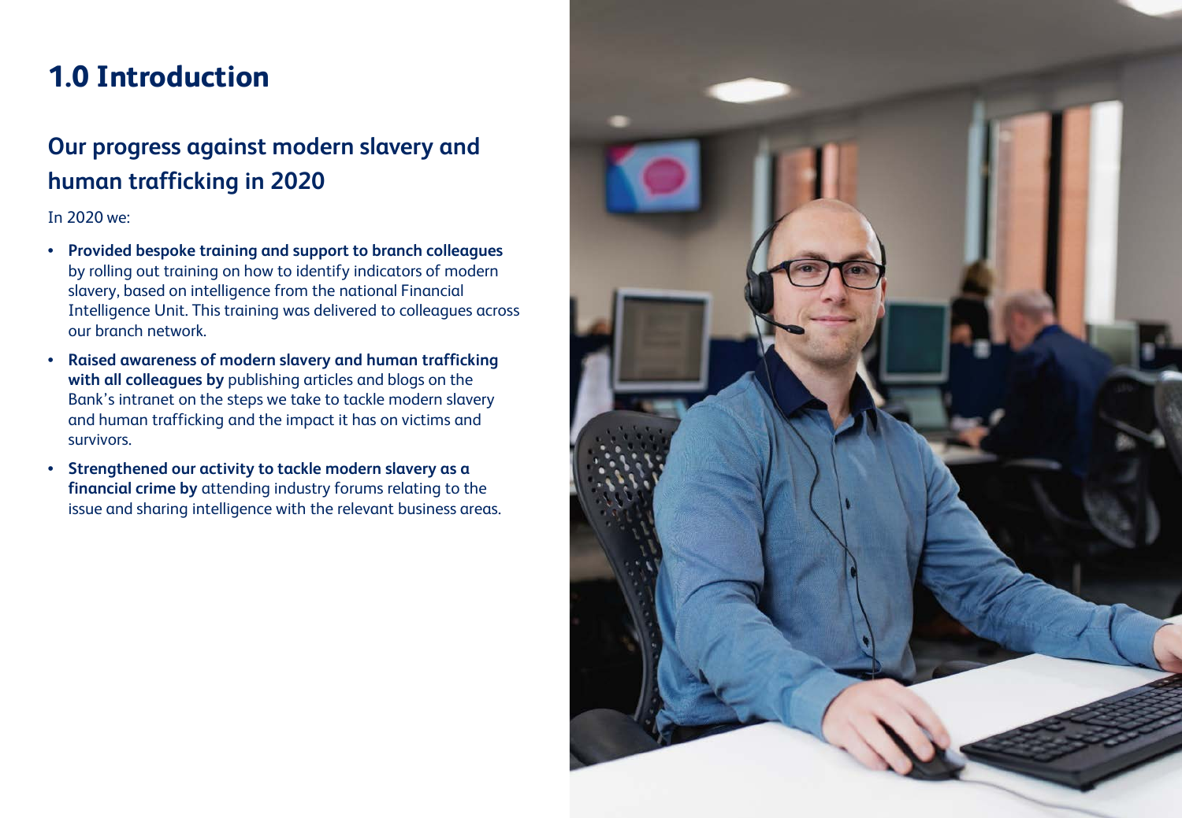# 1.0 Introduction

## Our progress against modern slavery and human trafficking in 2020

In 2020 we:

- **Provided bespoke training and support to branch colleagues** by rolling out training on how to identify indicators of modern slavery, based on intelligence from the national Financial Intelligence Unit. This training was delivered to colleagues across our branch network.
- **Raised awareness of modern slavery and human trafficking with all colleagues by** publishing articles and blogs on the Bank's intranet on the steps we take to tackle modern slavery and human trafficking and the impact it has on victims and survivors.
- **Strengthened our activity to tackle modern slavery as a financial crime by** attending industry forums relating to the issue and sharing intelligence with the relevant business areas.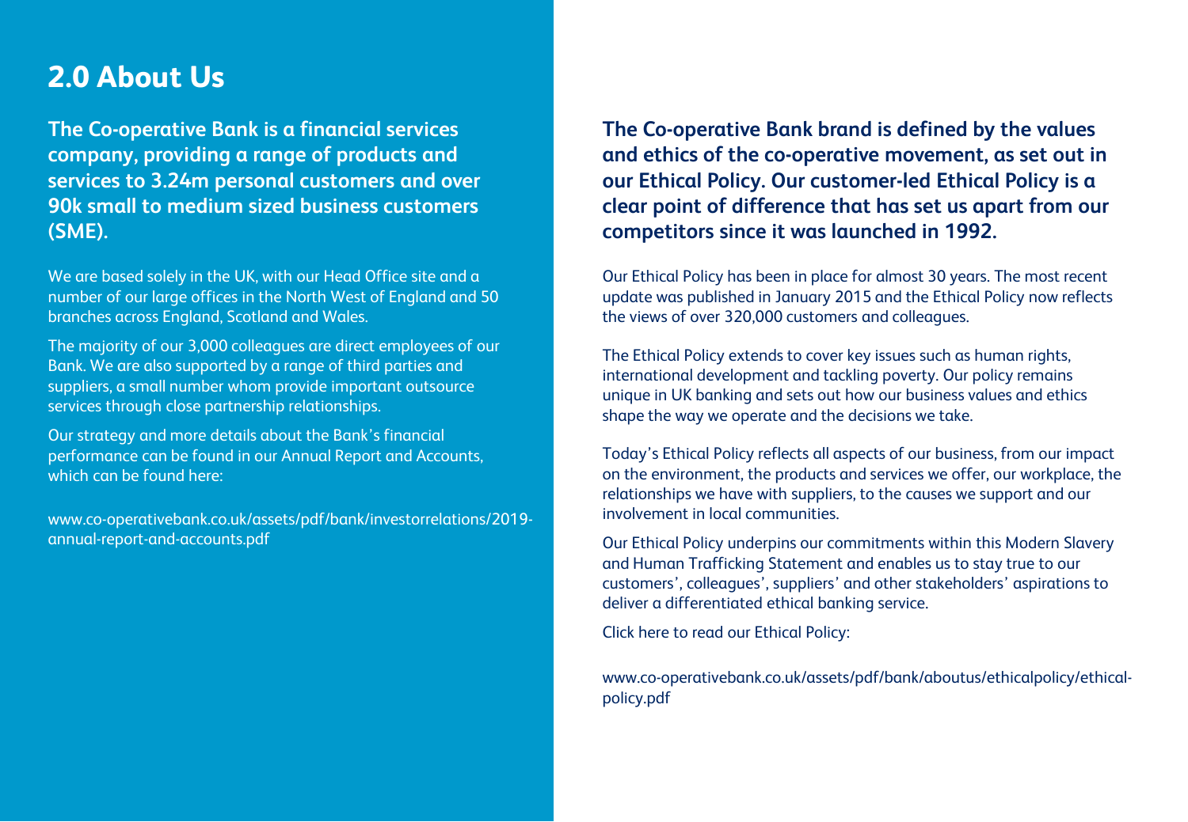## 2.0 About Us

**The Co-operative Bank is a financial services company, providing a range of products and services to 3.24m personal customers and over 90k small to medium sized business customers (SME).**

We are based solely in the UK, with our Head Office site and a number of our large offices in the North West of England and 50 branches across England, Scotland and Wales.

The majority of our 3,000 colleagues are direct employees of our Bank. We are also supported by a range of third parties and suppliers, a small number whom provide important outsource services through close partnership relationships.

Our strategy and more details about the Bank's financial performance can be found in our Annual Report and Accounts, which can be found here:

www.co-operativebank.co.uk/assets/pdf/bank/investorrelations/2019-annual-report-and-accounts.pdf

**The Co-operative Bank brand is defined by the values and ethics of the co-operative movement, as set out in our Ethical Policy. Our customer-led Ethical Policy is a clear point of difference that has set us apart from our competitors since it was launched in 1992.**

Our Ethical Policy has been in place for almost 30 years. The most recent update was published in January 2015 and the Ethical Policy now reflects the views of over 320,000 customers and colleagues.

The Ethical Policy extends to cover key issues such as human rights, international development and tackling poverty. Our policy remains unique in UK banking and sets out how our business values and ethics shape the way we operate and the decisions we take.

Today's Ethical Policy reflects all aspects of our business, from our impact on the environment, the products and services we offer, our workplace, the relationships we have with suppliers, to the causes we support and our involvement in local communities.

Our Ethical Policy underpins our commitments within this Modern Slavery and Human Trafficking Statement and enables us to stay true to our customers', colleagues', suppliers' and other stakeholders' aspirations to deliver a differentiated ethical banking service.

Click here to read our Ethical Policy:

www.co-operativebank.co.uk/assets/pdf/bank/aboutus/ethicalpolicy/ethical-policy.pdf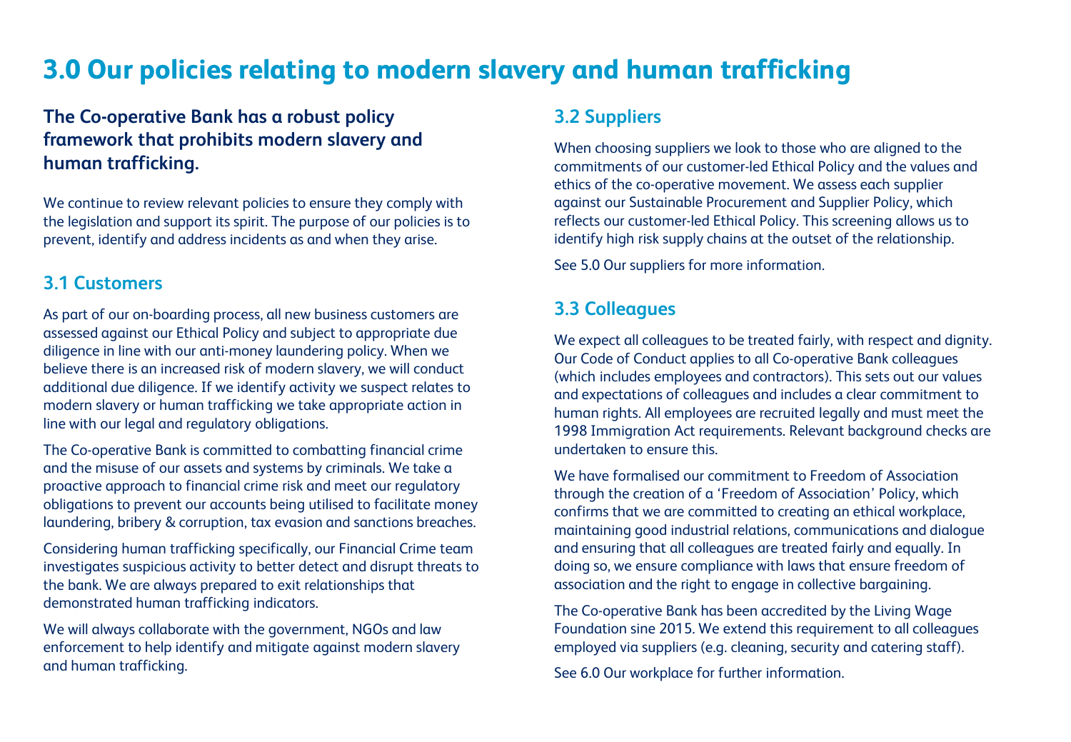# 3.0 Our policies relating to modern slavery and human trafficking

**The Co-operative Bank has a robust policy framework that prohibits modern slavery and human trafficking.**

We continue to review relevant policies to ensure they comply with the legislation and support its spirit. The purpose of our policies is to prevent, identify and address incidents as and when they arise.

## 3.1 Customers

As part of our on-boarding process, all new business customers are assessed against our Ethical Policy and subject to appropriate due diligence in line with our anti-money laundering policy. When we believe there is an increased risk of modern slavery, we will conduct additional due diligence. If we identify activity we suspect relates to modern slavery or human trafficking we take appropriate action in line with our legal and regulatory obligations.

The Co-operative Bank is committed to combatting financial crime and the misuse of our assets and systems by criminals. We take a proactive approach to financial crime risk and meet our regulatory obligations to prevent our accounts being utilised to facilitate money laundering, bribery & corruption, tax evasion and sanctions breaches.

Considering human trafficking specifically, our Financial Crime team investigates suspicious activity to better detect and disrupt threats to the bank. We are always prepared to exit relationships that demonstrated human trafficking indicators.

We will always collaborate with the government, NGOs and law enforcement to help identify and mitigate against modern slavery and human trafficking.

## 3.2 Suppliers

When choosing suppliers we look to those who are aligned to the commitments of our customer-led Ethical Policy and the values and ethics of the co-operative movement. We assess each supplier against our Sustainable Procurement and Supplier Policy, which reflects our customer-led Ethical Policy. This screening allows us to identify high risk supply chains at the outset of the relationship.

See 5.0 Our suppliers for more information.

## 3.3 Colleagues

We expect all colleagues to be treated fairly, with respect and dignity. Our Code of Conduct applies to all Co-operative Bank colleagues (which includes employees and contractors). This sets out our values and expectations of colleagues and includes a clear commitment to human rights. All employees are recruited legally and must meet the 1998 Immigration Act requirements. Relevant background checks are undertaken to ensure this.

We have formalised our commitment to Freedom of Association through the creation of a 'Freedom of Association' Policy, which confirms that we are committed to creating an ethical workplace, maintaining good industrial relations, communications and dialogue and ensuring that all colleagues are treated fairly and equally. In doing so, we ensure compliance with laws that ensure freedom of association and the right to engage in collective bargaining.

The Co-operative Bank has been accredited by the Living Wage Foundation sine 2015. We extend this requirement to all colleagues employed via suppliers (e.g. cleaning, security and catering staff).

See 6.0 Our workplace for further information.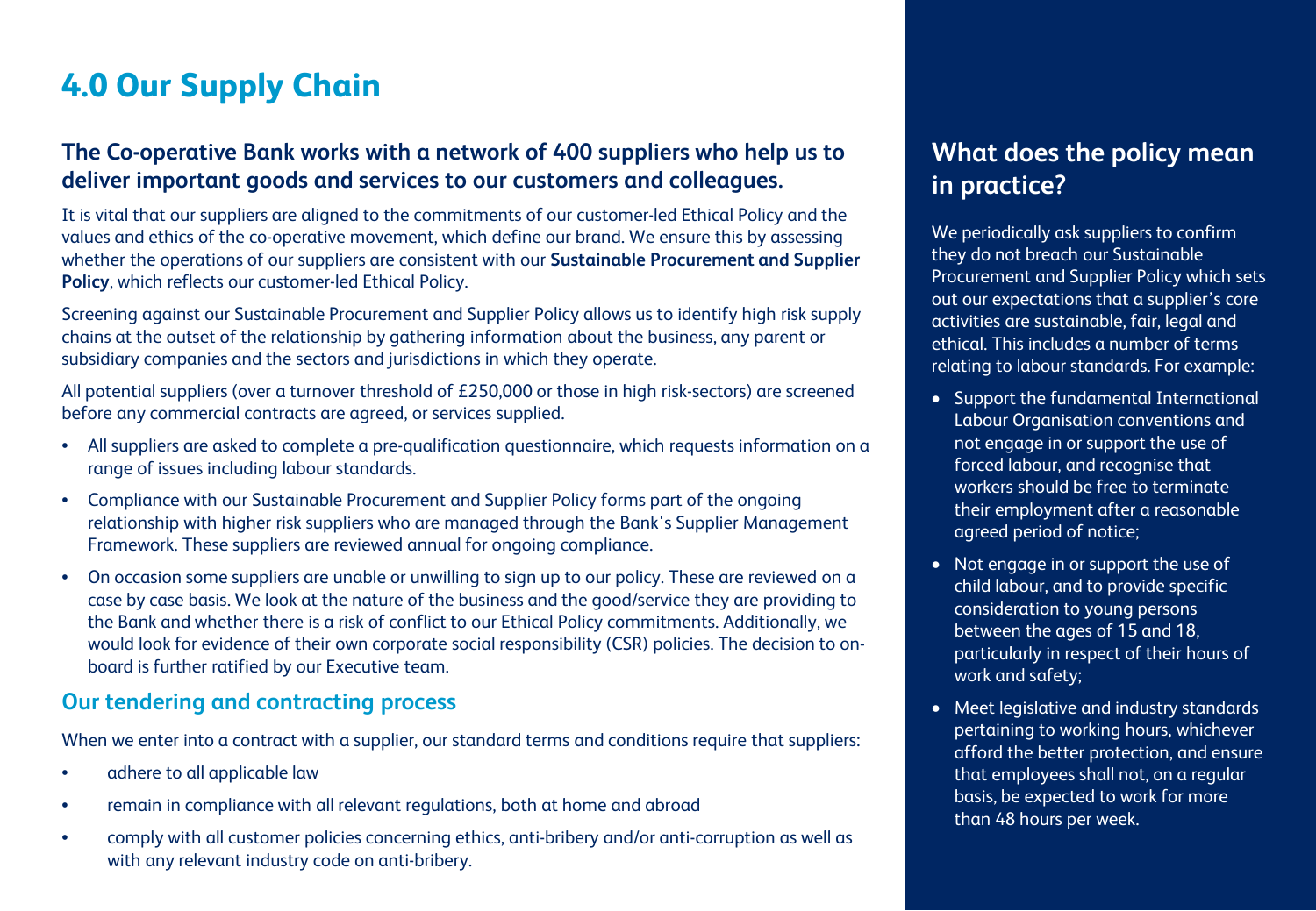# 4.0 Our Supply Chain

### The Co-operative Bank works with a network of 400 suppliers who help us to deliver important goods and services to our customers and colleagues.

It is vital that our suppliers are aligned to the commitments of our customer-led Ethical Policy and the values and ethics of the co-operative movement, which define our brand. We ensure this by assessing whether the operations of our suppliers are consistent with our **Sustainable Procurement and Supplier Policy**, which reflects our customer-led Ethical Policy.

Screening against our Sustainable Procurement and Supplier Policy allows us to identify high risk supply chains at the outset of the relationship by gathering information about the business, any parent or subsidiary companies and the sectors and jurisdictions in which they operate.

All potential suppliers (over a turnover threshold of £250,000 or those in high risk-sectors) are screened before any commercial contracts are agreed, or services supplied.

- All suppliers are asked to complete a pre-qualification questionnaire, which requests information on a range of issues including labour standards.
- Compliance with our Sustainable Procurement and Supplier Policy forms part of the ongoing relationship with higher risk suppliers who are managed through the Bank's Supplier Management Framework. These suppliers are reviewed annual for ongoing compliance.
- On occasion some suppliers are unable or unwilling to sign up to our policy. These are reviewed on a case by case basis. We look at the nature of the business and the good/service they are providing to the Bank and whether there is a risk of conflict to our Ethical Policy commitments. Additionally, we would look for evidence of their own corporate social responsibility (CSR) policies. The decision to on-board is further ratified by our Executive team.

### Our tendering and contracting process

When we enter into a contract with a supplier, our standard terms and conditions require that suppliers:

- adhere to all applicable law
- remain in compliance with all relevant regulations, both at home and abroad
- comply with all customer policies concerning ethics, anti-bribery and/or anti-corruption as well as with any relevant industry code on anti-bribery.

## What does the policy mean in practice?

We periodically ask suppliers to confirm they do not breach our Sustainable Procurement and Supplier Policy which sets out our expectations that a supplier's core activities are sustainable, fair, legal and ethical. This includes a number of terms relating to labour standards. For example:

- Support the fundamental International Labour Organisation conventions and not engage in or support the use of forced labour, and recognise that workers should be free to terminate their employment after a reasonable agreed period of notice;
- Not engage in or support the use of child labour, and to provide specific consideration to young persons between the ages of 15 and 18, particularly in respect of their hours of work and safety;
- Meet legislative and industry standards pertaining to working hours, whichever afford the better protection, and ensure that employees shall not, on a regular basis, be expected to work for more than 48 hours per week.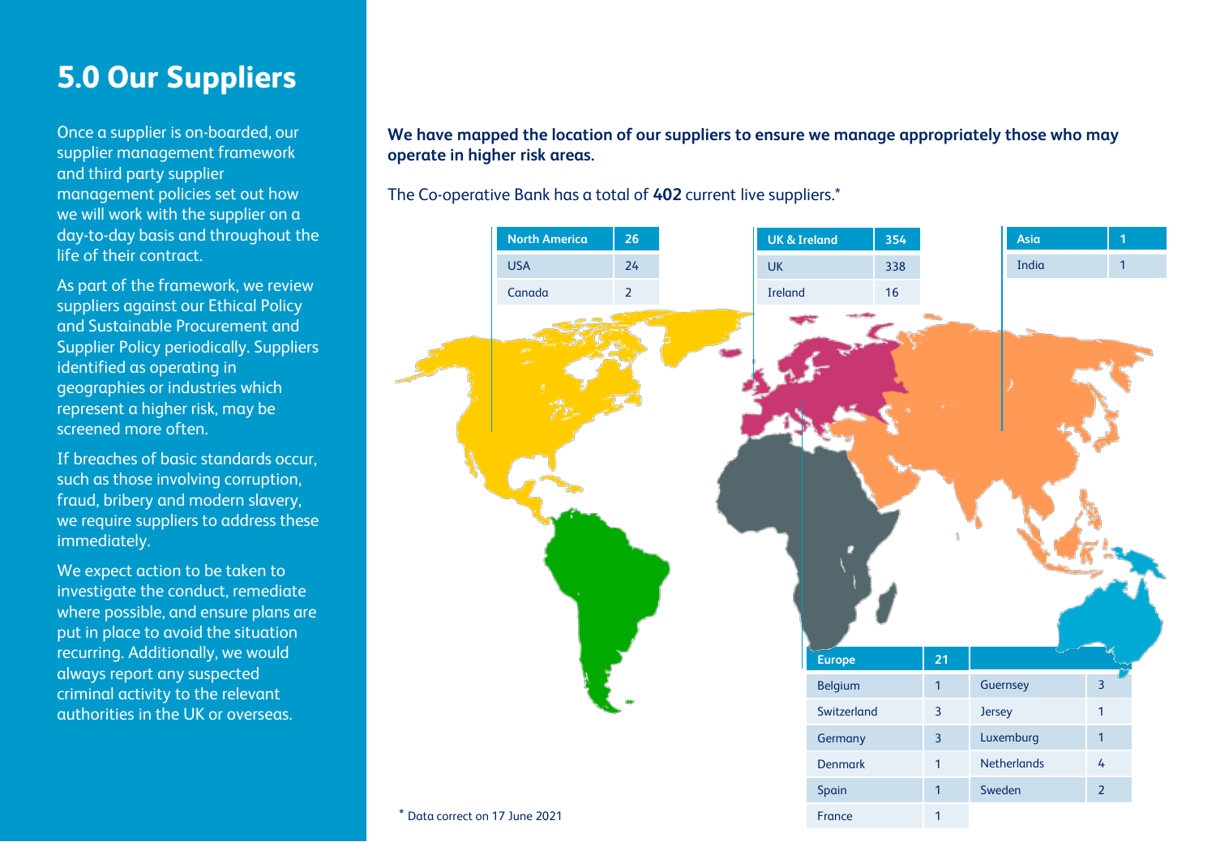# 5.0 Our Suppliers

Once a supplier is on-boarded, our supplier management framework and third party supplier management policies set out how we will work with the supplier on a day-to-day basis and throughout the life of their contract.

As part of the framework, we review suppliers against our Ethical Policy and Sustainable Procurement and Supplier Policy periodically. Suppliers identified as operating in geographies or industries which represent a higher risk, may be screened more often.

If breaches of basic standards occur, such as those involving corruption, fraud, bribery and modern slavery, we require suppliers to address these immediately.

We expect action to be taken to investigate the conduct, remediate where possible, and ensure plans are put in place to avoid the situation recurring. Additionally, we would always report any suspected criminal activity to the relevant authorities in the UK or overseas.

**We have mapped the location of our suppliers to ensure we manage appropriately those who may operate in higher risk areas.**

The Co-operative Bank has a total of **402** current live suppliers.*

| North America | 26 |
|---|---|
| USA | 24 |
| Canada | 2 |

| UK & Ireland | 354 |
|---|---|
| UK | 338 |
| Ireland | 16 |

| Asia | 1 |
|---|---|
| India | 1 |

| Europe | 21 | | |
|---|---|---|---|
| Belgium | 1 | Guernsey | 3 |
| Switzerland | 3 | Jersey | 1 |
| Germany | 3 | Luxemburg | 1 |
| Denmark | 1 | Netherlands | 4 |
| Spain | 1 | Sweden | 2 |
| France | 1 | | |

\* Data correct on 17 June 2021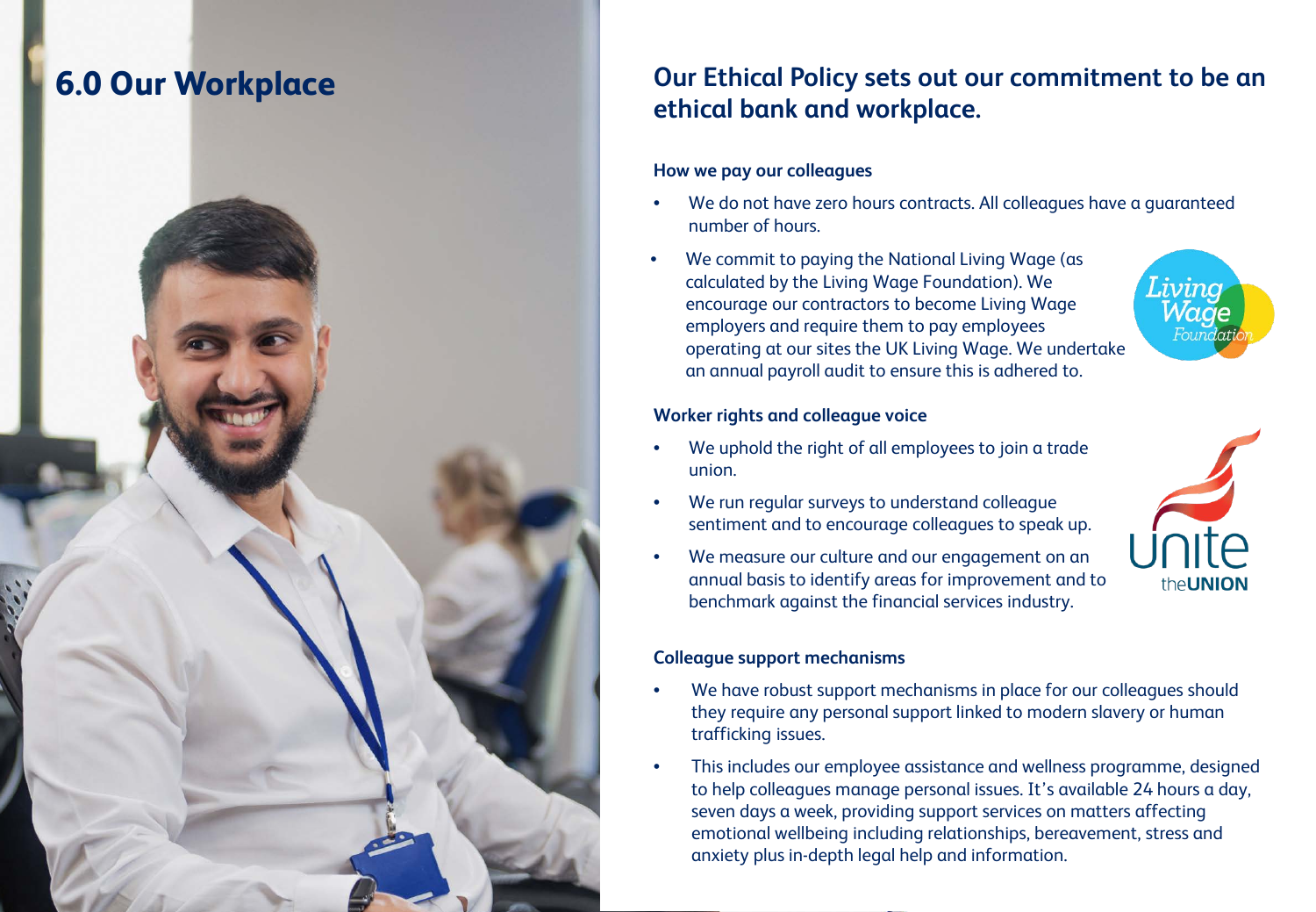# 6.0 Our Workplace

## Our Ethical Policy sets out our commitment to be an ethical bank and workplace.

### How we pay our colleagues

- We do not have zero hours contracts. All colleagues have a guaranteed number of hours.
- We commit to paying the National Living Wage (as calculated by the Living Wage Foundation). We encourage our contractors to become Living Wage employers and require them to pay employees operating at our sites the UK Living Wage. We undertake an annual payroll audit to ensure this is adhered to.

### Worker rights and colleague voice

- We uphold the right of all employees to join a trade union.
- We run regular surveys to understand colleague sentiment and to encourage colleagues to speak up.
- We measure our culture and our engagement on an annual basis to identify areas for improvement and to benchmark against the financial services industry.

### Colleague support mechanisms

- We have robust support mechanisms in place for our colleagues should they require any personal support linked to modern slavery or human trafficking issues.
- This includes our employee assistance and wellness programme, designed to help colleagues manage personal issues. It's available 24 hours a day, seven days a week, providing support services on matters affecting emotional wellbeing including relationships, bereavement, stress and anxiety plus in-depth legal help and information.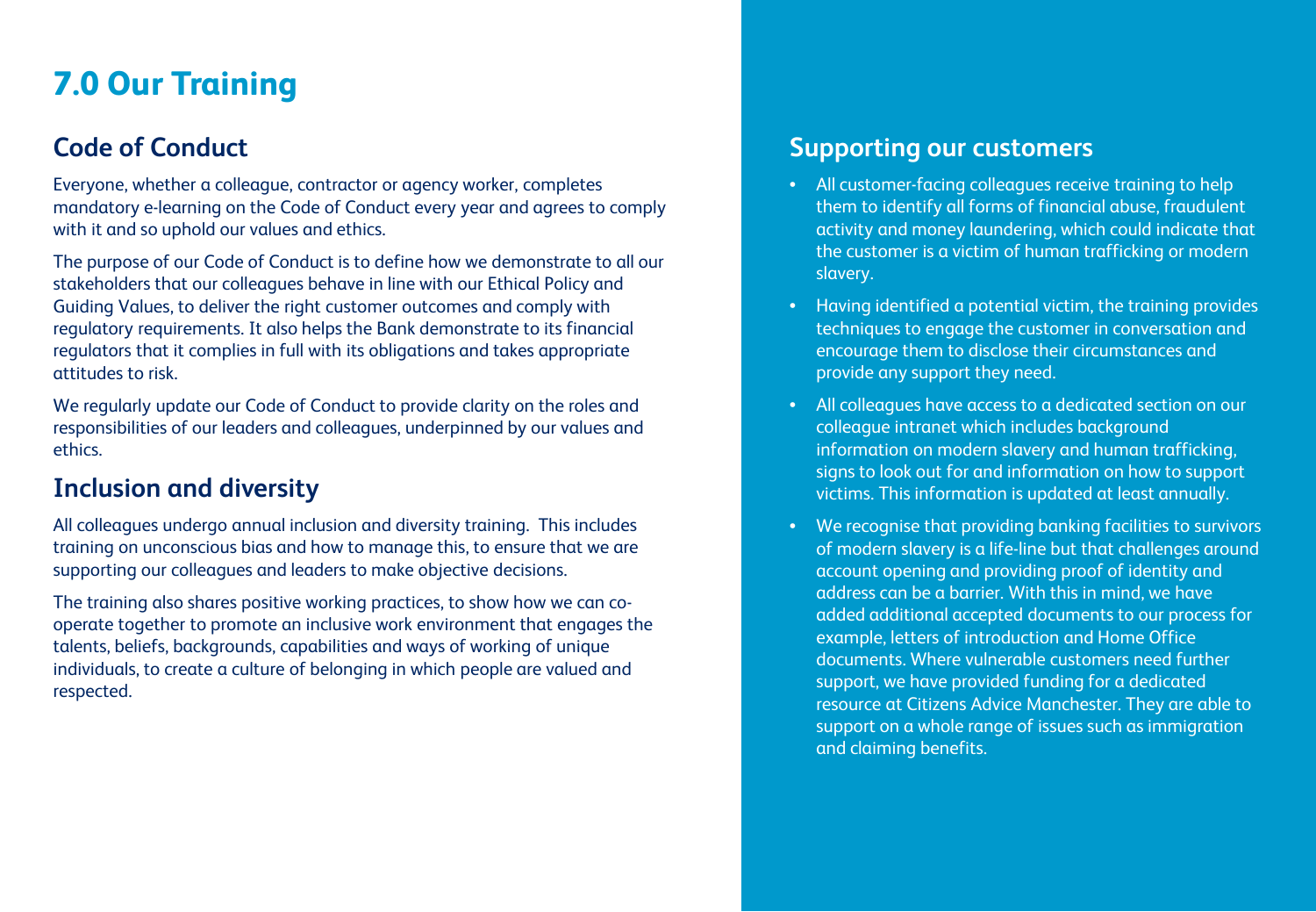# 7.0 Our Training

## Code of Conduct

Everyone, whether a colleague, contractor or agency worker, completes mandatory e-learning on the Code of Conduct every year and agrees to comply with it and so uphold our values and ethics.

The purpose of our Code of Conduct is to define how we demonstrate to all our stakeholders that our colleagues behave in line with our Ethical Policy and Guiding Values, to deliver the right customer outcomes and comply with regulatory requirements. It also helps the Bank demonstrate to its financial regulators that it complies in full with its obligations and takes appropriate attitudes to risk.

We regularly update our Code of Conduct to provide clarity on the roles and responsibilities of our leaders and colleagues, underpinned by our values and ethics.

## Inclusion and diversity

All colleagues undergo annual inclusion and diversity training.  This includes training on unconscious bias and how to manage this, to ensure that we are supporting our colleagues and leaders to make objective decisions.

The training also shares positive working practices, to show how we can co-operate together to promote an inclusive work environment that engages the talents, beliefs, backgrounds, capabilities and ways of working of unique individuals, to create a culture of belonging in which people are valued and respected.

## Supporting our customers

- All customer-facing colleagues receive training to help them to identify all forms of financial abuse, fraudulent activity and money laundering, which could indicate that the customer is a victim of human trafficking or modern slavery.
- Having identified a potential victim, the training provides techniques to engage the customer in conversation and encourage them to disclose their circumstances and provide any support they need.
- All colleagues have access to a dedicated section on our colleague intranet which includes background information on modern slavery and human trafficking, signs to look out for and information on how to support victims. This information is updated at least annually.
- We recognise that providing banking facilities to survivors of modern slavery is a life-line but that challenges around account opening and providing proof of identity and address can be a barrier. With this in mind, we have added additional accepted documents to our process for example, letters of introduction and Home Office documents. Where vulnerable customers need further support, we have provided funding for a dedicated resource at Citizens Advice Manchester. They are able to support on a whole range of issues such as immigration and claiming benefits.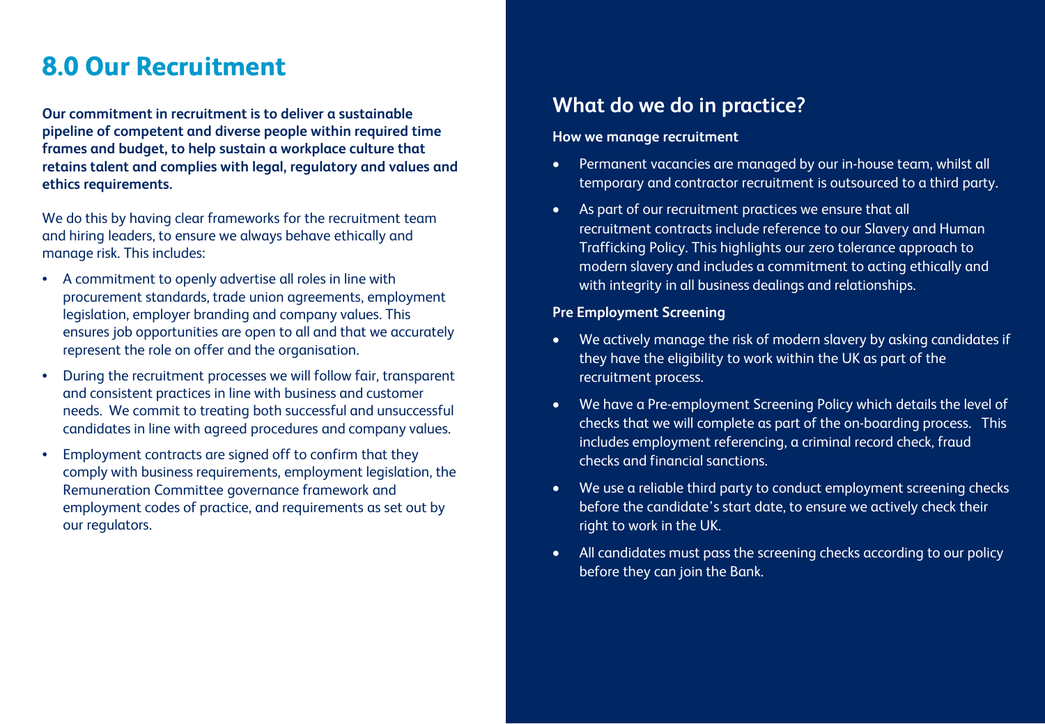# 8.0 Our Recruitment

**Our commitment in recruitment is to deliver a sustainable pipeline of competent and diverse people within required time frames and budget, to help sustain a workplace culture that retains talent and complies with legal, regulatory and values and ethics requirements.**

We do this by having clear frameworks for the recruitment team and hiring leaders, to ensure we always behave ethically and manage risk. This includes:

- A commitment to openly advertise all roles in line with procurement standards, trade union agreements, employment legislation, employer branding and company values. This ensures job opportunities are open to all and that we accurately represent the role on offer and the organisation.
- During the recruitment processes we will follow fair, transparent and consistent practices in line with business and customer needs. We commit to treating both successful and unsuccessful candidates in line with agreed procedures and company values.
- Employment contracts are signed off to confirm that they comply with business requirements, employment legislation, the Remuneration Committee governance framework and employment codes of practice, and requirements as set out by our regulators.

## What do we do in practice?

**How we manage recruitment**

- Permanent vacancies are managed by our in-house team, whilst all temporary and contractor recruitment is outsourced to a third party.
- As part of our recruitment practices we ensure that all recruitment contracts include reference to our Slavery and Human Trafficking Policy. This highlights our zero tolerance approach to modern slavery and includes a commitment to acting ethically and with integrity in all business dealings and relationships.

**Pre Employment Screening**

- We actively manage the risk of modern slavery by asking candidates if they have the eligibility to work within the UK as part of the recruitment process.
- We have a Pre-employment Screening Policy which details the level of checks that we will complete as part of the on-boarding process. This includes employment referencing, a criminal record check, fraud checks and financial sanctions.
- We use a reliable third party to conduct employment screening checks before the candidate's start date, to ensure we actively check their right to work in the UK.
- All candidates must pass the screening checks according to our policy before they can join the Bank.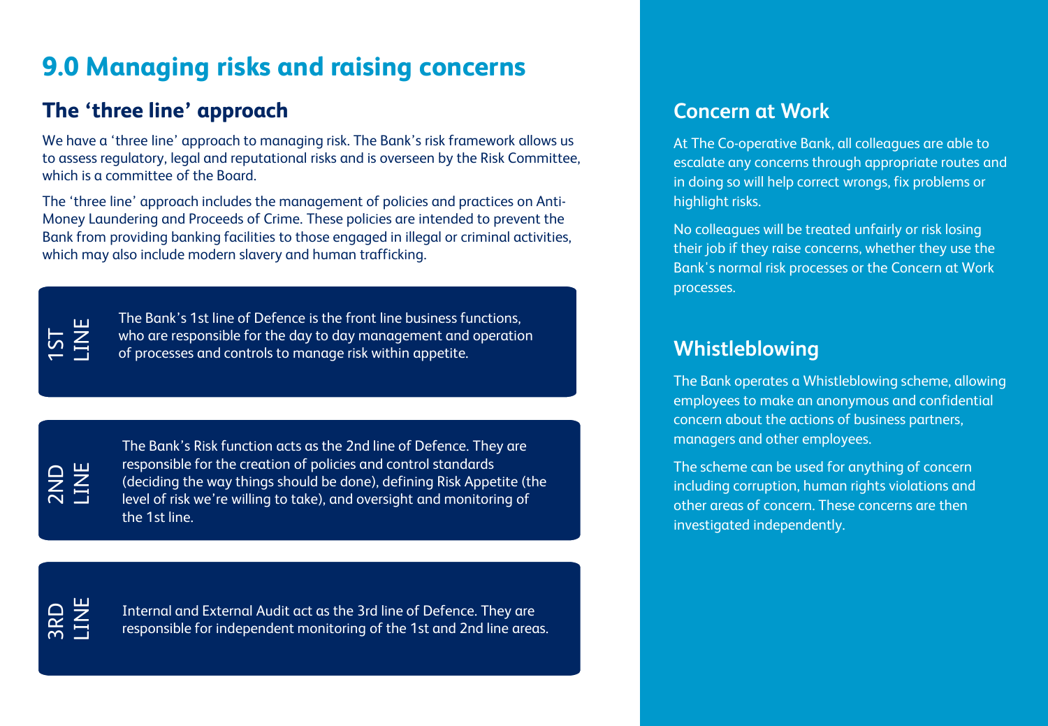# 9.0 Managing risks and raising concerns

## The 'three line' approach

We have a 'three line' approach to managing risk. The Bank's risk framework allows us to assess regulatory, legal and reputational risks and is overseen by the Risk Committee, which is a committee of the Board.

The 'three line' approach includes the management of policies and practices on Anti-Money Laundering and Proceeds of Crime. These policies are intended to prevent the Bank from providing banking facilities to those engaged in illegal or criminal activities, which may also include modern slavery and human trafficking.

**1ST LINE**

The Bank's 1st line of Defence is the front line business functions, who are responsible for the day to day management and operation of processes and controls to manage risk within appetite.

**2ND LINE**

The Bank's Risk function acts as the 2nd line of Defence. They are responsible for the creation of policies and control standards (deciding the way things should be done), defining Risk Appetite (the level of risk we're willing to take), and oversight and monitoring of the 1st line.

**3RD LINE**

Internal and External Audit act as the 3rd line of Defence. They are responsible for independent monitoring of the 1st and 2nd line areas.

## Concern at Work

At The Co-operative Bank, all colleagues are able to escalate any concerns through appropriate routes and in doing so will help correct wrongs, fix problems or highlight risks.

No colleagues will be treated unfairly or risk losing their job if they raise concerns, whether they use the Bank's normal risk processes or the Concern at Work processes.

## Whistleblowing

The Bank operates a Whistleblowing scheme, allowing employees to make an anonymous and confidential concern about the actions of business partners, managers and other employees.

The scheme can be used for anything of concern including corruption, human rights violations and other areas of concern. These concerns are then investigated independently.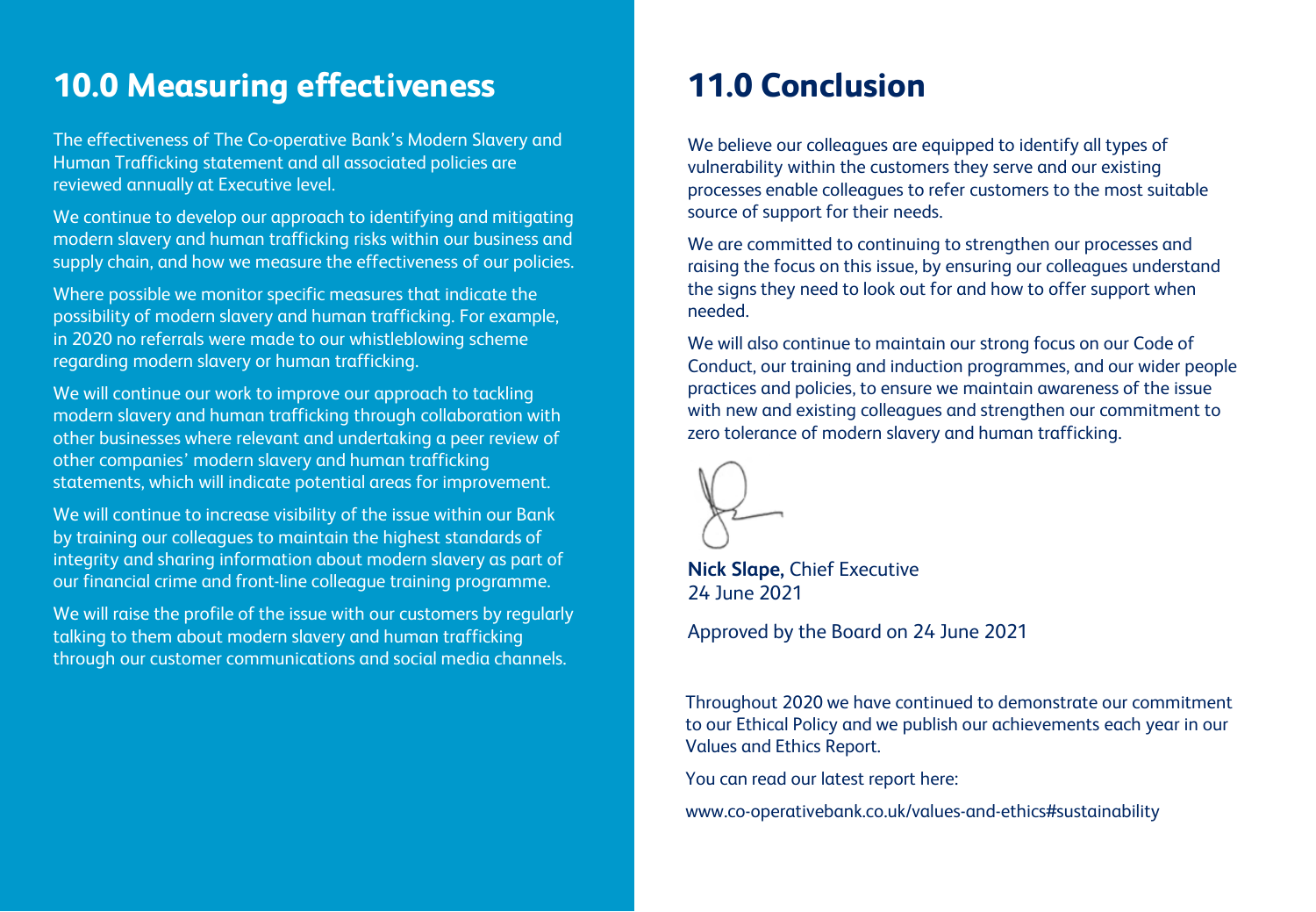## 10.0 Measuring effectiveness

The effectiveness of The Co-operative Bank's Modern Slavery and Human Trafficking statement and all associated policies are reviewed annually at Executive level.

We continue to develop our approach to identifying and mitigating modern slavery and human trafficking risks within our business and supply chain, and how we measure the effectiveness of our policies.

Where possible we monitor specific measures that indicate the possibility of modern slavery and human trafficking. For example, in 2020 no referrals were made to our whistleblowing scheme regarding modern slavery or human trafficking.

We will continue our work to improve our approach to tackling modern slavery and human trafficking through collaboration with other businesses where relevant and undertaking a peer review of other companies' modern slavery and human trafficking statements, which will indicate potential areas for improvement.

We will continue to increase visibility of the issue within our Bank by training our colleagues to maintain the highest standards of integrity and sharing information about modern slavery as part of our financial crime and front-line colleague training programme.

We will raise the profile of the issue with our customers by regularly talking to them about modern slavery and human trafficking through our customer communications and social media channels.

## 11.0 Conclusion

We believe our colleagues are equipped to identify all types of vulnerability within the customers they serve and our existing processes enable colleagues to refer customers to the most suitable source of support for their needs.

We are committed to continuing to strengthen our processes and raising the focus on this issue, by ensuring our colleagues understand the signs they need to look out for and how to offer support when needed.

We will also continue to maintain our strong focus on our Code of Conduct, our training and induction programmes, and our wider people practices and policies, to ensure we maintain awareness of the issue with new and existing colleagues and strengthen our commitment to zero tolerance of modern slavery and human trafficking.

**Nick Slape,** Chief Executive
24 June 2021

Approved by the Board on 24 June 2021

Throughout 2020 we have continued to demonstrate our commitment to our Ethical Policy and we publish our achievements each year in our Values and Ethics Report.

You can read our latest report here:

www.co-operativebank.co.uk/values-and-ethics#sustainability